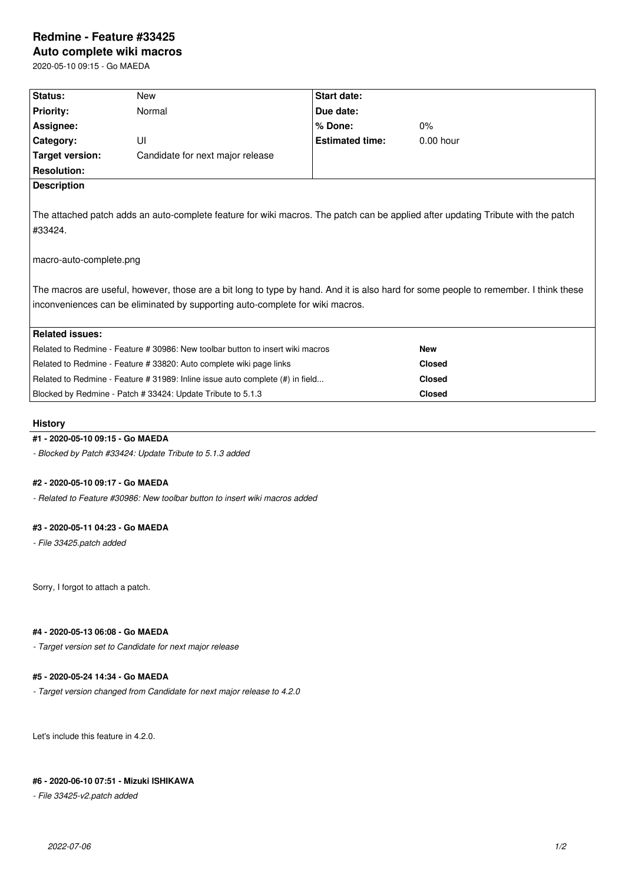# Redmine - Feature #33425
## Auto complete wiki macros

2020-05-10 09:15 - Go MAEDA

| Status: | New | Start date: | |
|---|---|---|---|
| Priority: | Normal | Due date: | |
| Assignee: | | % Done: | 0% |
| Category: | UI | Estimated time: | 0.00 hour |
| Target version: | Candidate for next major release | | |
| Resolution: | | | |

**Description**

The attached patch adds an auto-complete feature for wiki macros. The patch can be applied after updating Tribute with the patch #33424.

macro-auto-complete.png

The macros are useful, however, those are a bit long to type by hand. And it is also hard for some people to remember. I think these inconveniences can be eliminated by supporting auto-complete for wiki macros.

**Related issues:**

| | |
|---|---|
| Related to Redmine - Feature # 30986: New toolbar button to insert wiki macros | **New** |
| Related to Redmine - Feature # 33820: Auto complete wiki page links | **Closed** |
| Related to Redmine - Feature # 31989: Inline issue auto complete (#) in field... | **Closed** |
| Blocked by Redmine - Patch # 33424: Update Tribute to 5.1.3 | **Closed** |

### History

#### #1 - 2020-05-10 09:15 - Go MAEDA

*- Blocked by Patch #33424: Update Tribute to 5.1.3 added*

#### #2 - 2020-05-10 09:17 - Go MAEDA

*- Related to Feature #30986: New toolbar button to insert wiki macros added*

#### #3 - 2020-05-11 04:23 - Go MAEDA

*- File 33425.patch added*

Sorry, I forgot to attach a patch.

#### #4 - 2020-05-13 06:08 - Go MAEDA

*- Target version set to Candidate for next major release*

#### #5 - 2020-05-24 14:34 - Go MAEDA

*- Target version changed from Candidate for next major release to 4.2.0*

Let's include this feature in 4.2.0.

#### #6 - 2020-06-10 07:51 - Mizuki ISHIKAWA

*- File 33425-v2.patch added*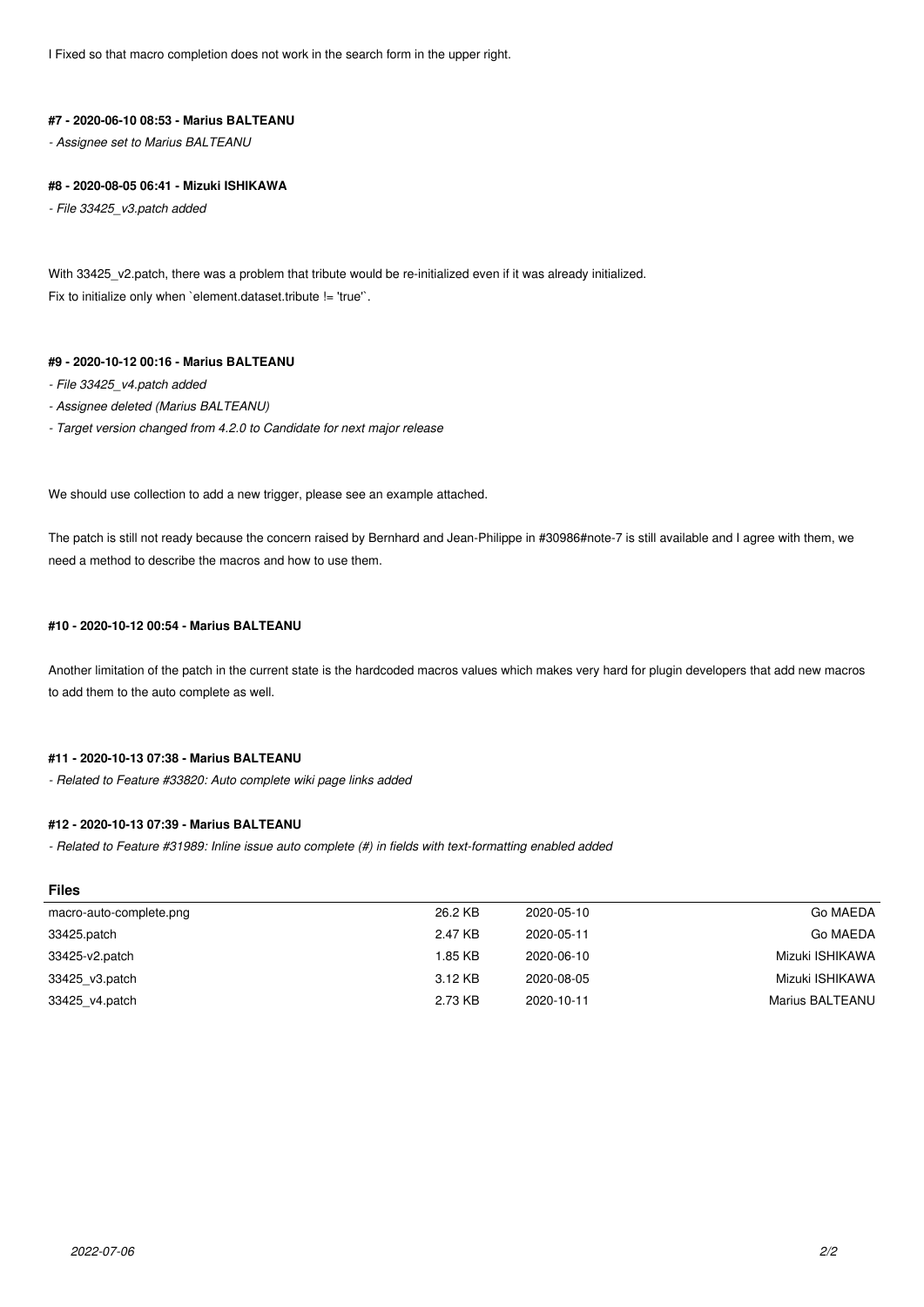I Fixed so that macro completion does not work in the search form in the upper right.

#### #7 - 2020-06-10 08:53 - Marius BALTEANU

*- Assignee set to Marius BALTEANU*

#### #8 - 2020-08-05 06:41 - Mizuki ISHIKAWA

*- File 33425_v3.patch added*

With 33425_v2.patch, there was a problem that tribute would be re-initialized even if it was already initialized.
Fix to initialize only when `element.dataset.tribute != 'true'`.

#### #9 - 2020-10-12 00:16 - Marius BALTEANU

*- File 33425_v4.patch added*

*- Assignee deleted (Marius BALTEANU)*

*- Target version changed from 4.2.0 to Candidate for next major release*

We should use collection to add a new trigger, please see an example attached.

The patch is still not ready because the concern raised by Bernhard and Jean-Philippe in #30986#note-7 is still available and I agree with them, we need a method to describe the macros and how to use them.

#### #10 - 2020-10-12 00:54 - Marius BALTEANU

Another limitation of the patch in the current state is the hardcoded macros values which makes very hard for plugin developers that add new macros to add them to the auto complete as well.

#### #11 - 2020-10-13 07:38 - Marius BALTEANU

*- Related to Feature #33820: Auto complete wiki page links added*

#### #12 - 2020-10-13 07:39 - Marius BALTEANU

*- Related to Feature #31989: Inline issue auto complete (#) in fields with text-formatting enabled added*

### Files

| | | | |
|---|---|---|---|
| macro-auto-complete.png | 26.2 KB | 2020-05-10 | Go MAEDA |
| 33425.patch | 2.47 KB | 2020-05-11 | Go MAEDA |
| 33425-v2.patch | 1.85 KB | 2020-06-10 | Mizuki ISHIKAWA |
| 33425_v3.patch | 3.12 KB | 2020-08-05 | Mizuki ISHIKAWA |
| 33425_v4.patch | 2.73 KB | 2020-10-11 | Marius BALTEANU |